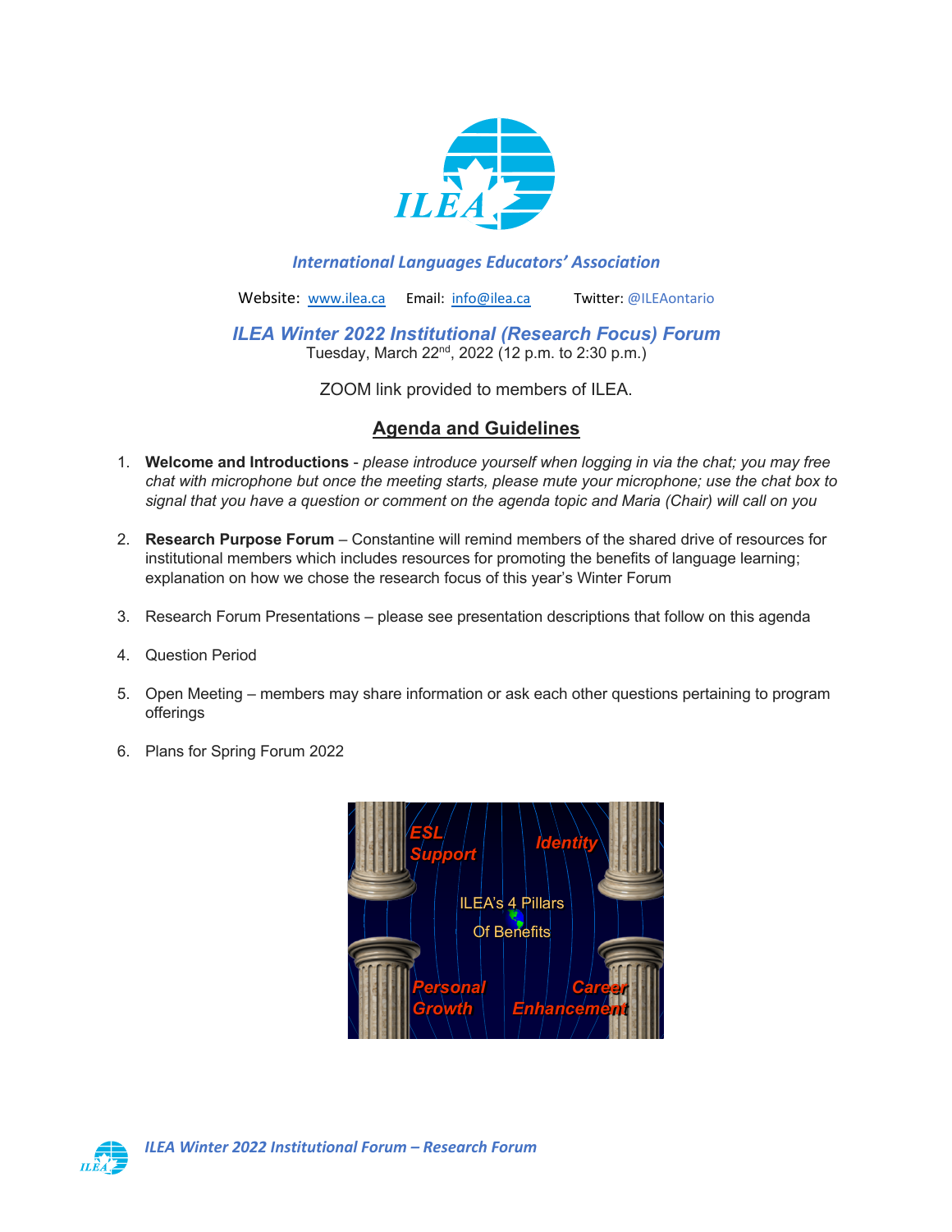*International Languages Educators' Association*

Website: www.ilea.ca Email: info@ilea.ca Twitter: @ILEAontario

## *ILEA Winter 2022 Institutional (Research Focus) Forum*

Tuesday, March 22nd, 2022 (12 p.m. to 2:30 p.m.)

ZOOM link provided to members of ILEA.

## Agenda and Guidelines

1. **Welcome and Introductions** - *please introduce yourself when logging in via the chat; you may free chat with microphone but once the meeting starts, please mute your microphone; use the chat box to signal that you have a question or comment on the agenda topic and Maria (Chair) will call on you*

2. **Research Purpose Forum** – Constantine will remind members of the shared drive of resources for institutional members which includes resources for promoting the benefits of language learning; explanation on how we chose the research focus of this year's Winter Forum

3. Research Forum Presentations – please see presentation descriptions that follow on this agenda

4. Question Period

5. Open Meeting – members may share information or ask each other questions pertaining to program offerings

6. Plans for Spring Forum 2022

ESL Support | Identity | ILEA's 4 Pillars Of Benefits | Personal Growth | Career Enhancement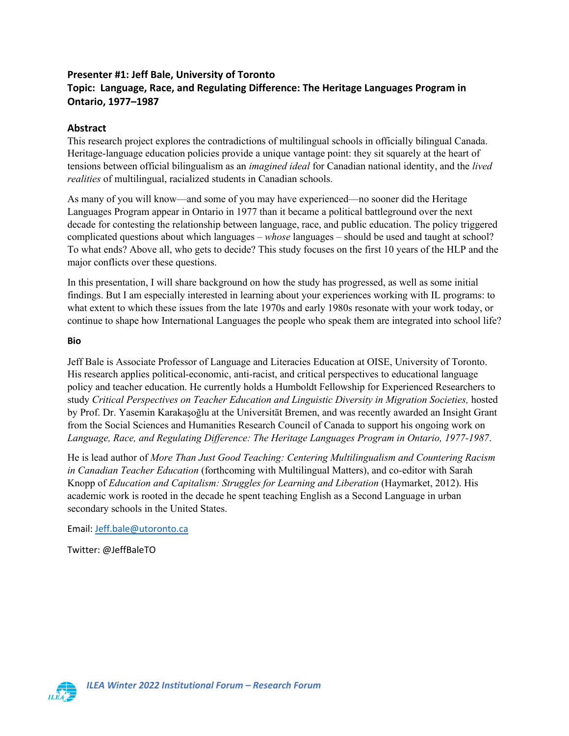**Presenter #1: Jeff Bale, University of Toronto**
**Topic: Language, Race, and Regulating Difference: The Heritage Languages Program in Ontario, 1977–1987**

## Abstract

This research project explores the contradictions of multilingual schools in officially bilingual Canada. Heritage-language education policies provide a unique vantage point: they sit squarely at the heart of tensions between official bilingualism as an *imagined ideal* for Canadian national identity, and the *lived realities* of multilingual, racialized students in Canadian schools.

As many of you will know—and some of you may have experienced—no sooner did the Heritage Languages Program appear in Ontario in 1977 than it became a political battleground over the next decade for contesting the relationship between language, race, and public education. The policy triggered complicated questions about which languages – *whose* languages – should be used and taught at school? To what ends? Above all, who gets to decide? This study focuses on the first 10 years of the HLP and the major conflicts over these questions.

In this presentation, I will share background on how the study has progressed, as well as some initial findings. But I am especially interested in learning about your experiences working with IL programs: to what extent to which these issues from the late 1970s and early 1980s resonate with your work today, or continue to shape how International Languages the people who speak them are integrated into school life?

**Bio**

Jeff Bale is Associate Professor of Language and Literacies Education at OISE, University of Toronto. His research applies political-economic, anti-racist, and critical perspectives to educational language policy and teacher education. He currently holds a Humboldt Fellowship for Experienced Researchers to study *Critical Perspectives on Teacher Education and Linguistic Diversity in Migration Societies,* hosted by Prof. Dr. Yasemin Karakaşoğlu at the Universität Bremen, and was recently awarded an Insight Grant from the Social Sciences and Humanities Research Council of Canada to support his ongoing work on *Language, Race, and Regulating Difference: The Heritage Languages Program in Ontario, 1977-1987*.

He is lead author of *More Than Just Good Teaching: Centering Multilingualism and Countering Racism in Canadian Teacher Education* (forthcoming with Multilingual Matters), and co-editor with Sarah Knopp of *Education and Capitalism: Struggles for Learning and Liberation* (Haymarket, 2012). His academic work is rooted in the decade he spent teaching English as a Second Language in urban secondary schools in the United States.

Email: Jeff.bale@utoronto.ca

Twitter: @JeffBaleTO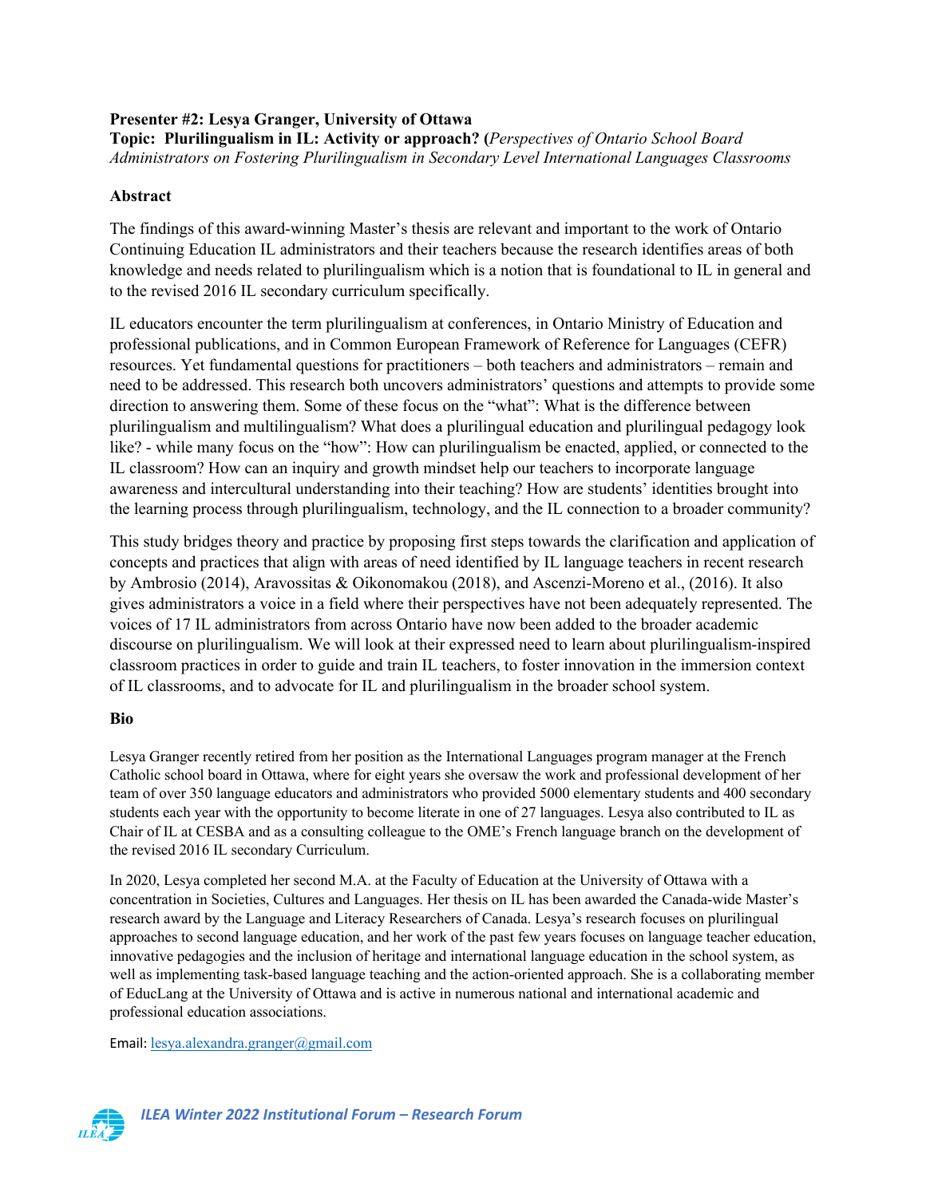**Presenter #2: Lesya Granger, University of Ottawa**
**Topic: Plurilingualism in IL: Activity or approach? (***Perspectives of Ontario School Board Administrators on Fostering Plurilingualism in Secondary Level International Languages Classrooms*

**Abstract**

The findings of this award-winning Master's thesis are relevant and important to the work of Ontario Continuing Education IL administrators and their teachers because the research identifies areas of both knowledge and needs related to plurilingualism which is a notion that is foundational to IL in general and to the revised 2016 IL secondary curriculum specifically.

IL educators encounter the term plurilingualism at conferences, in Ontario Ministry of Education and professional publications, and in Common European Framework of Reference for Languages (CEFR) resources. Yet fundamental questions for practitioners – both teachers and administrators – remain and need to be addressed. This research both uncovers administrators' questions and attempts to provide some direction to answering them. Some of these focus on the "what": What is the difference between plurilingualism and multilingualism? What does a plurilingual education and plurilingual pedagogy look like? - while many focus on the "how": How can plurilingualism be enacted, applied, or connected to the IL classroom? How can an inquiry and growth mindset help our teachers to incorporate language awareness and intercultural understanding into their teaching? How are students' identities brought into the learning process through plurilingualism, technology, and the IL connection to a broader community?

This study bridges theory and practice by proposing first steps towards the clarification and application of concepts and practices that align with areas of need identified by IL language teachers in recent research by Ambrosio (2014), Aravossitas & Oikonomakou (2018), and Ascenzi-Moreno et al., (2016). It also gives administrators a voice in a field where their perspectives have not been adequately represented. The voices of 17 IL administrators from across Ontario have now been added to the broader academic discourse on plurilingualism. We will look at their expressed need to learn about plurilingualism-inspired classroom practices in order to guide and train IL teachers, to foster innovation in the immersion context of IL classrooms, and to advocate for IL and plurilingualism in the broader school system.

**Bio**

Lesya Granger recently retired from her position as the International Languages program manager at the French Catholic school board in Ottawa, where for eight years she oversaw the work and professional development of her team of over 350 language educators and administrators who provided 5000 elementary students and 400 secondary students each year with the opportunity to become literate in one of 27 languages. Lesya also contributed to IL as Chair of IL at CESBA and as a consulting colleague to the OME's French language branch on the development of the revised 2016 IL secondary Curriculum.

In 2020, Lesya completed her second M.A. at the Faculty of Education at the University of Ottawa with a concentration in Societies, Cultures and Languages. Her thesis on IL has been awarded the Canada-wide Master's research award by the Language and Literacy Researchers of Canada. Lesya's research focuses on plurilingual approaches to second language education, and her work of the past few years focuses on language teacher education, innovative pedagogies and the inclusion of heritage and international language education in the school system, as well as implementing task-based language teaching and the action-oriented approach. She is a collaborating member of EducLang at the University of Ottawa and is active in numerous national and international academic and professional education associations.

Email: lesya.alexandra.granger@gmail.com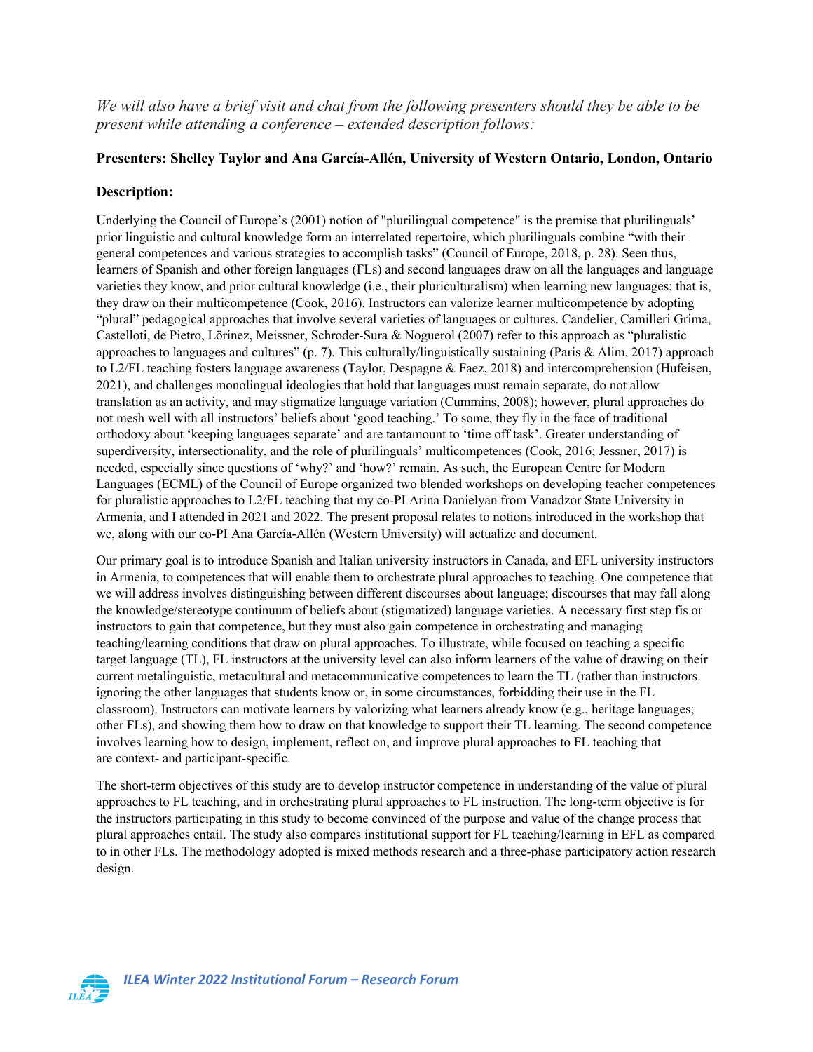*We will also have a brief visit and chat from the following presenters should they be able to be present while attending a conference – extended description follows:*

**Presenters: Shelley Taylor and Ana García-Allén, University of Western Ontario, London, Ontario**

**Description:**

Underlying the Council of Europe's (2001) notion of "plurilingual competence" is the premise that plurilinguals' prior linguistic and cultural knowledge form an interrelated repertoire, which plurilinguals combine "with their general competences and various strategies to accomplish tasks" (Council of Europe, 2018, p. 28). Seen thus, learners of Spanish and other foreign languages (FLs) and second languages draw on all the languages and language varieties they know, and prior cultural knowledge (i.e., their pluriculturalism) when learning new languages; that is, they draw on their multicompetence (Cook, 2016). Instructors can valorize learner multicompetence by adopting "plural" pedagogical approaches that involve several varieties of languages or cultures. Candelier, Camilleri Grima, Castelloti, de Pietro, Lörinez, Meissner, Schroder-Sura & Noguerol (2007) refer to this approach as "pluralistic approaches to languages and cultures" (p. 7). This culturally/linguistically sustaining (Paris & Alim, 2017) approach to L2/FL teaching fosters language awareness (Taylor, Despagne & Faez, 2018) and intercomprehension (Hufeisen, 2021), and challenges monolingual ideologies that hold that languages must remain separate, do not allow translation as an activity, and may stigmatize language variation (Cummins, 2008); however, plural approaches do not mesh well with all instructors' beliefs about 'good teaching.' To some, they fly in the face of traditional orthodoxy about 'keeping languages separate' and are tantamount to 'time off task'. Greater understanding of superdiversity, intersectionality, and the role of plurilinguals' multicompetences (Cook, 2016; Jessner, 2017) is needed, especially since questions of 'why?' and 'how?' remain. As such, the European Centre for Modern Languages (ECML) of the Council of Europe organized two blended workshops on developing teacher competences for pluralistic approaches to L2/FL teaching that my co-PI Arina Danielyan from Vanadzor State University in Armenia, and I attended in 2021 and 2022. The present proposal relates to notions introduced in the workshop that we, along with our co-PI Ana García-Allén (Western University) will actualize and document.

Our primary goal is to introduce Spanish and Italian university instructors in Canada, and EFL university instructors in Armenia, to competences that will enable them to orchestrate plural approaches to teaching. One competence that we will address involves distinguishing between different discourses about language; discourses that may fall along the knowledge/stereotype continuum of beliefs about (stigmatized) language varieties. A necessary first step fis or instructors to gain that competence, but they must also gain competence in orchestrating and managing teaching/learning conditions that draw on plural approaches. To illustrate, while focused on teaching a specific target language (TL), FL instructors at the university level can also inform learners of the value of drawing on their current metalinguistic, metacultural and metacommunicative competences to learn the TL (rather than instructors ignoring the other languages that students know or, in some circumstances, forbidding their use in the FL classroom). Instructors can motivate learners by valorizing what learners already know (e.g., heritage languages; other FLs), and showing them how to draw on that knowledge to support their TL learning. The second competence involves learning how to design, implement, reflect on, and improve plural approaches to FL teaching that are context- and participant-specific.

The short-term objectives of this study are to develop instructor competence in understanding of the value of plural approaches to FL teaching, and in orchestrating plural approaches to FL instruction. The long-term objective is for the instructors participating in this study to become convinced of the purpose and value of the change process that plural approaches entail. The study also compares institutional support for FL teaching/learning in EFL as compared to in other FLs. The methodology adopted is mixed methods research and a three-phase participatory action research design.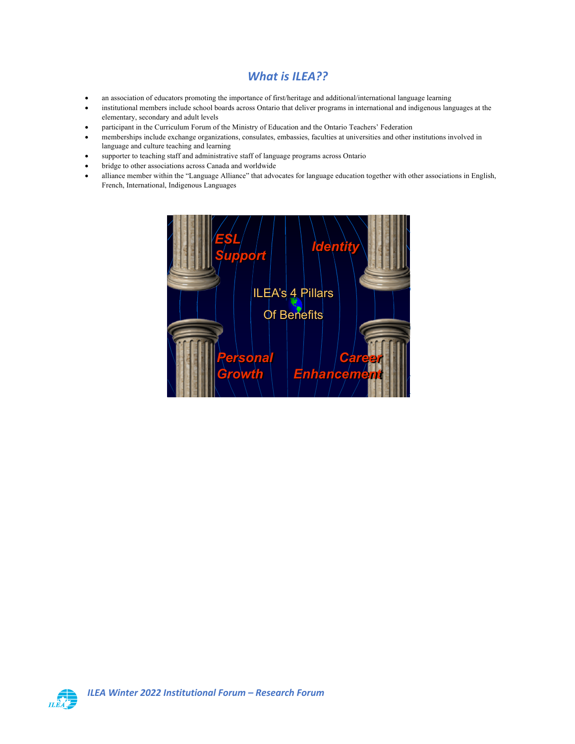## What is ILEA??

- an association of educators promoting the importance of first/heritage and additional/international language learning
- institutional members include school boards across Ontario that deliver programs in international and indigenous languages at the elementary, secondary and adult levels
- participant in the Curriculum Forum of the Ministry of Education and the Ontario Teachers' Federation
- memberships include exchange organizations, consulates, embassies, faculties at universities and other institutions involved in language and culture teaching and learning
- supporter to teaching staff and administrative staff of language programs across Ontario
- bridge to other associations across Canada and worldwide
- alliance member within the "Language Alliance" that advocates for language education together with other associations in English, French, International, Indigenous Languages

ESL Support

Identity

ILEA's 4 Pillars Of Benefits

Personal Growth

Career Enhancement